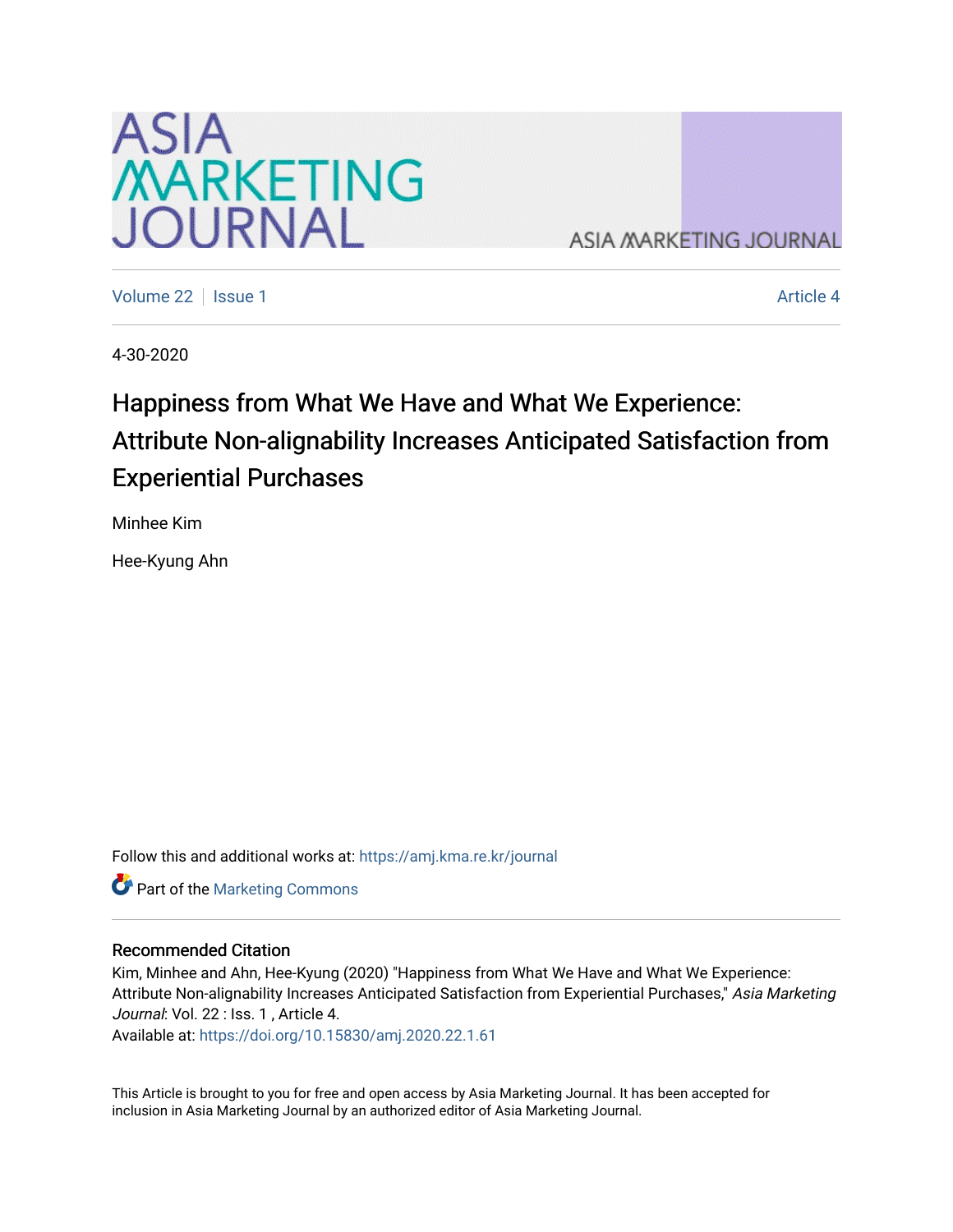# ASIA MARKETING JOURNAL

Volume 22 | Issue 1 Article 4

4-30-2020

## Happiness from What We Have and What We Experience: Attribute Non-alignability Increases Anticipated Satisfaction from Experiential Purchases

Minhee Kim

Hee-Kyung Ahn

Follow this and additional works at: https://amj.kma.re.kr/journal

Part of the Marketing Commons

### Recommended Citation

Kim, Minhee and Ahn, Hee-Kyung (2020) "Happiness from What We Have and What We Experience: Attribute Non-alignability Increases Anticipated Satisfaction from Experiential Purchases," *Asia Marketing Journal*: Vol. 22 : Iss. 1 , Article 4.
Available at: https://doi.org/10.15830/amj.2020.22.1.61

This Article is brought to you for free and open access by Asia Marketing Journal. It has been accepted for inclusion in Asia Marketing Journal by an authorized editor of Asia Marketing Journal.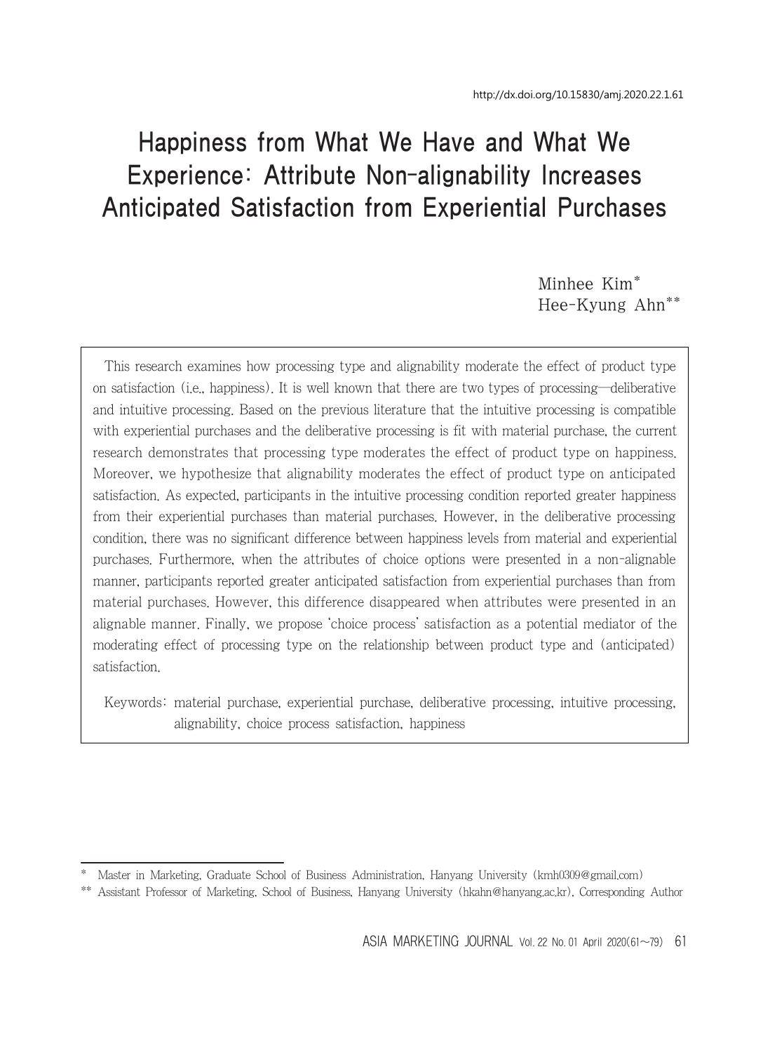http://dx.doi.org/10.15830/amj.2020.22.1.61

# Happiness from What We Have and What We Experience: Attribute Non-alignability Increases Anticipated Satisfaction from Experiential Purchases

Minhee Kim*
Hee-Kyung Ahn**

This research examines how processing type and alignability moderate the effect of product type on satisfaction (i.e., happiness). It is well known that there are two types of processing—deliberative and intuitive processing. Based on the previous literature that the intuitive processing is compatible with experiential purchases and the deliberative processing is fit with material purchase, the current research demonstrates that processing type moderates the effect of product type on happiness. Moreover, we hypothesize that alignability moderates the effect of product type on anticipated satisfaction. As expected, participants in the intuitive processing condition reported greater happiness from their experiential purchases than material purchases. However, in the deliberative processing condition, there was no significant difference between happiness levels from material and experiential purchases. Furthermore, when the attributes of choice options were presented in a non-alignable manner, participants reported greater anticipated satisfaction from experiential purchases than from material purchases. However, this difference disappeared when attributes were presented in an alignable manner. Finally, we propose 'choice process' satisfaction as a potential mediator of the moderating effect of processing type on the relationship between product type and (anticipated) satisfaction.

Keywords: material purchase, experiential purchase, deliberative processing, intuitive processing, alignability, choice process satisfaction, happiness

---

\* Master in Marketing, Graduate School of Business Administration, Hanyang University (kmh0309@gmail.com)

\*\* Assistant Professor of Marketing, School of Business, Hanyang University (hkahn@hanyang.ac.kr), Corresponding Author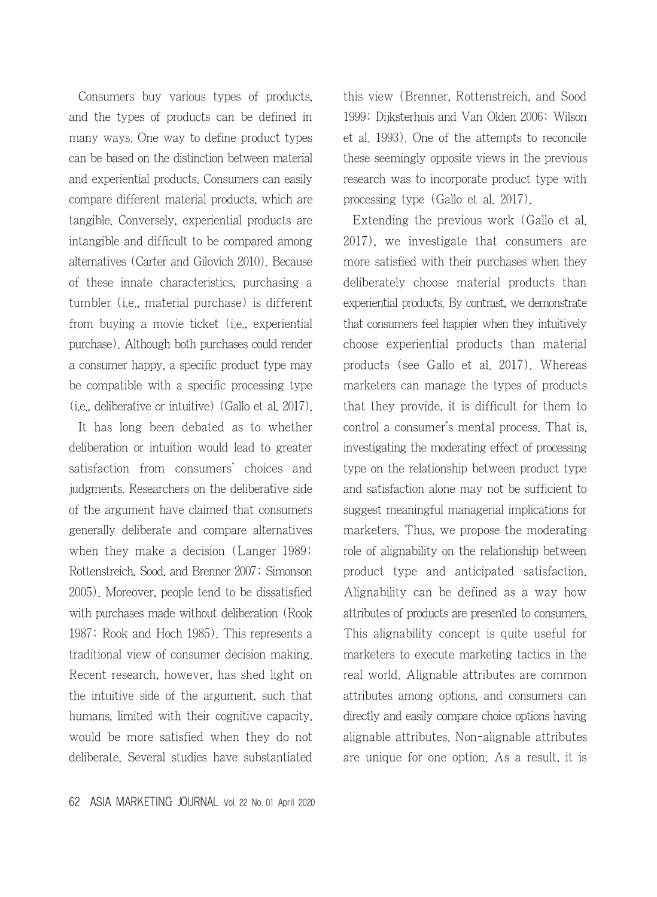Consumers buy various types of products, and the types of products can be defined in many ways. One way to define product types can be based on the distinction between material and experiential products. Consumers can easily compare different material products, which are tangible. Conversely, experiential products are intangible and difficult to be compared among alternatives (Carter and Gilovich 2010). Because of these innate characteristics, purchasing a tumbler (i.e., material purchase) is different from buying a movie ticket (i.e., experiential purchase). Although both purchases could render a consumer happy, a specific product type may be compatible with a specific processing type (i.e., deliberative or intuitive) (Gallo et al. 2017).

It has long been debated as to whether deliberation or intuition would lead to greater satisfaction from consumers' choices and judgments. Researchers on the deliberative side of the argument have claimed that consumers generally deliberate and compare alternatives when they make a decision (Langer 1989; Rottenstreich, Sood, and Brenner 2007; Simonson 2005). Moreover, people tend to be dissatisfied with purchases made without deliberation (Rook 1987; Rook and Hoch 1985). This represents a traditional view of consumer decision making. Recent research, however, has shed light on the intuitive side of the argument, such that humans, limited with their cognitive capacity, would be more satisfied when they do not deliberate. Several studies have substantiated this view (Brenner, Rottenstreich, and Sood 1999; Dijksterhuis and Van Olden 2006; Wilson et al. 1993). One of the attempts to reconcile these seemingly opposite views in the previous research was to incorporate product type with processing type (Gallo et al. 2017).

Extending the previous work (Gallo et al. 2017), we investigate that consumers are more satisfied with their purchases when they deliberately choose material products than experiential products. By contrast, we demonstrate that consumers feel happier when they intuitively choose experiential products than material products (see Gallo et al. 2017). Whereas marketers can manage the types of products that they provide, it is difficult for them to control a consumer's mental process. That is, investigating the moderating effect of processing type on the relationship between product type and satisfaction alone may not be sufficient to suggest meaningful managerial implications for marketers. Thus, we propose the moderating role of alignability on the relationship between product type and anticipated satisfaction. Alignability can be defined as a way how attributes of products are presented to consumers. This alignability concept is quite useful for marketers to execute marketing tactics in the real world. Alignable attributes are common attributes among options, and consumers can directly and easily compare choice options having alignable attributes. Non-alignable attributes are unique for one option. As a result, it is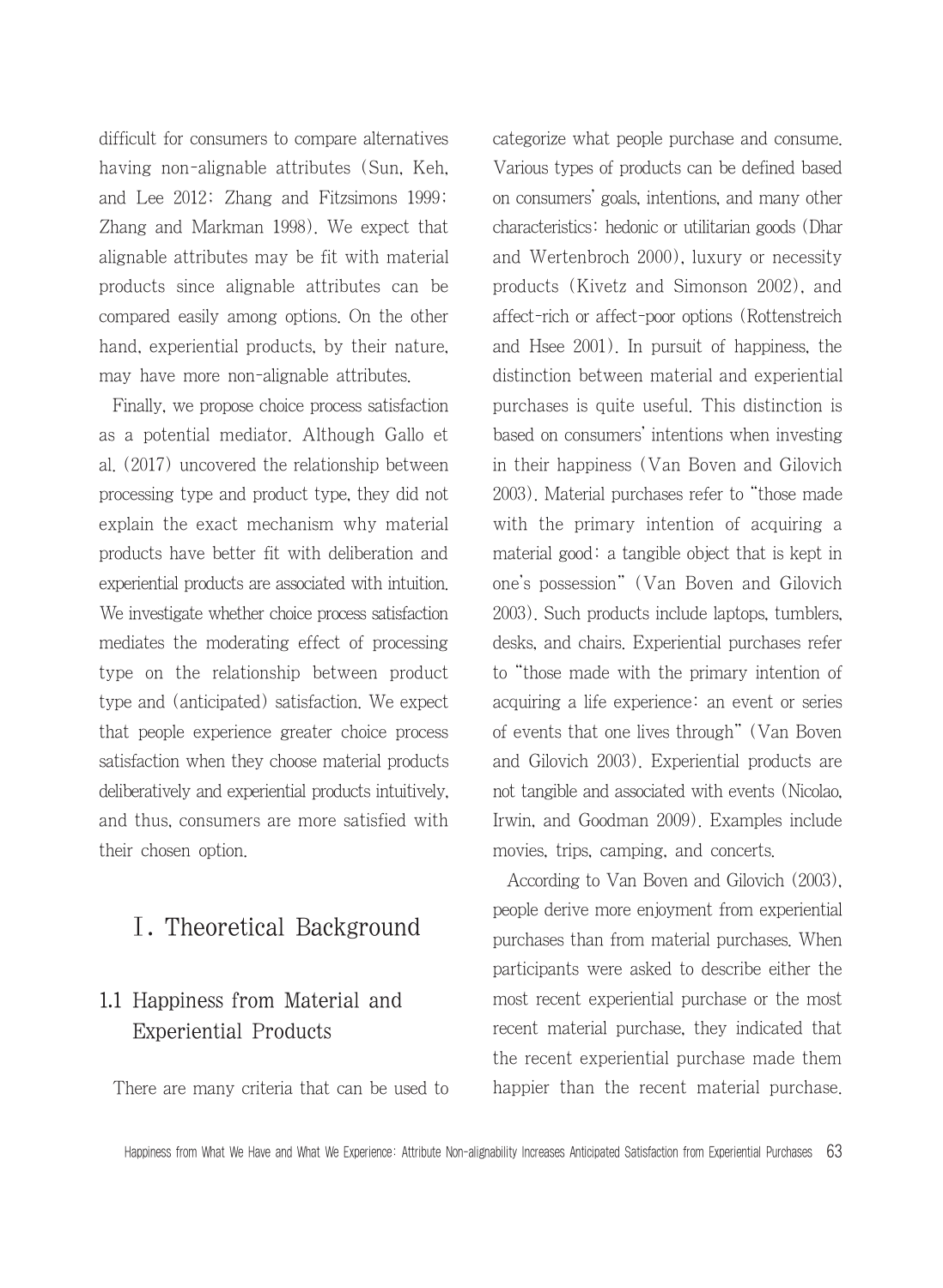difficult for consumers to compare alternatives having non-alignable attributes (Sun, Keh, and Lee 2012; Zhang and Fitzsimons 1999; Zhang and Markman 1998). We expect that alignable attributes may be fit with material products since alignable attributes can be compared easily among options. On the other hand, experiential products, by their nature, may have more non-alignable attributes.

Finally, we propose choice process satisfaction as a potential mediator. Although Gallo et al. (2017) uncovered the relationship between processing type and product type, they did not explain the exact mechanism why material products have better fit with deliberation and experiential products are associated with intuition. We investigate whether choice process satisfaction mediates the moderating effect of processing type on the relationship between product type and (anticipated) satisfaction. We expect that people experience greater choice process satisfaction when they choose material products deliberatively and experiential products intuitively, and thus, consumers are more satisfied with their chosen option.

# Ⅰ. Theoretical Background

## 1.1 Happiness from Material and Experiential Products

There are many criteria that can be used to categorize what people purchase and consume. Various types of products can be defined based on consumers' goals, intentions, and many other characteristics: hedonic or utilitarian goods (Dhar and Wertenbroch 2000), luxury or necessity products (Kivetz and Simonson 2002), and affect-rich or affect-poor options (Rottenstreich and Hsee 2001). In pursuit of happiness, the distinction between material and experiential purchases is quite useful. This distinction is based on consumers' intentions when investing in their happiness (Van Boven and Gilovich 2003). Material purchases refer to "those made with the primary intention of acquiring a material good: a tangible object that is kept in one's possession" (Van Boven and Gilovich 2003). Such products include laptops, tumblers, desks, and chairs. Experiential purchases refer to "those made with the primary intention of acquiring a life experience: an event or series of events that one lives through" (Van Boven and Gilovich 2003). Experiential products are not tangible and associated with events (Nicolao, Irwin, and Goodman 2009). Examples include movies, trips, camping, and concerts.

According to Van Boven and Gilovich (2003), people derive more enjoyment from experiential purchases than from material purchases. When participants were asked to describe either the most recent experiential purchase or the most recent material purchase, they indicated that the recent experiential purchase made them happier than the recent material purchase.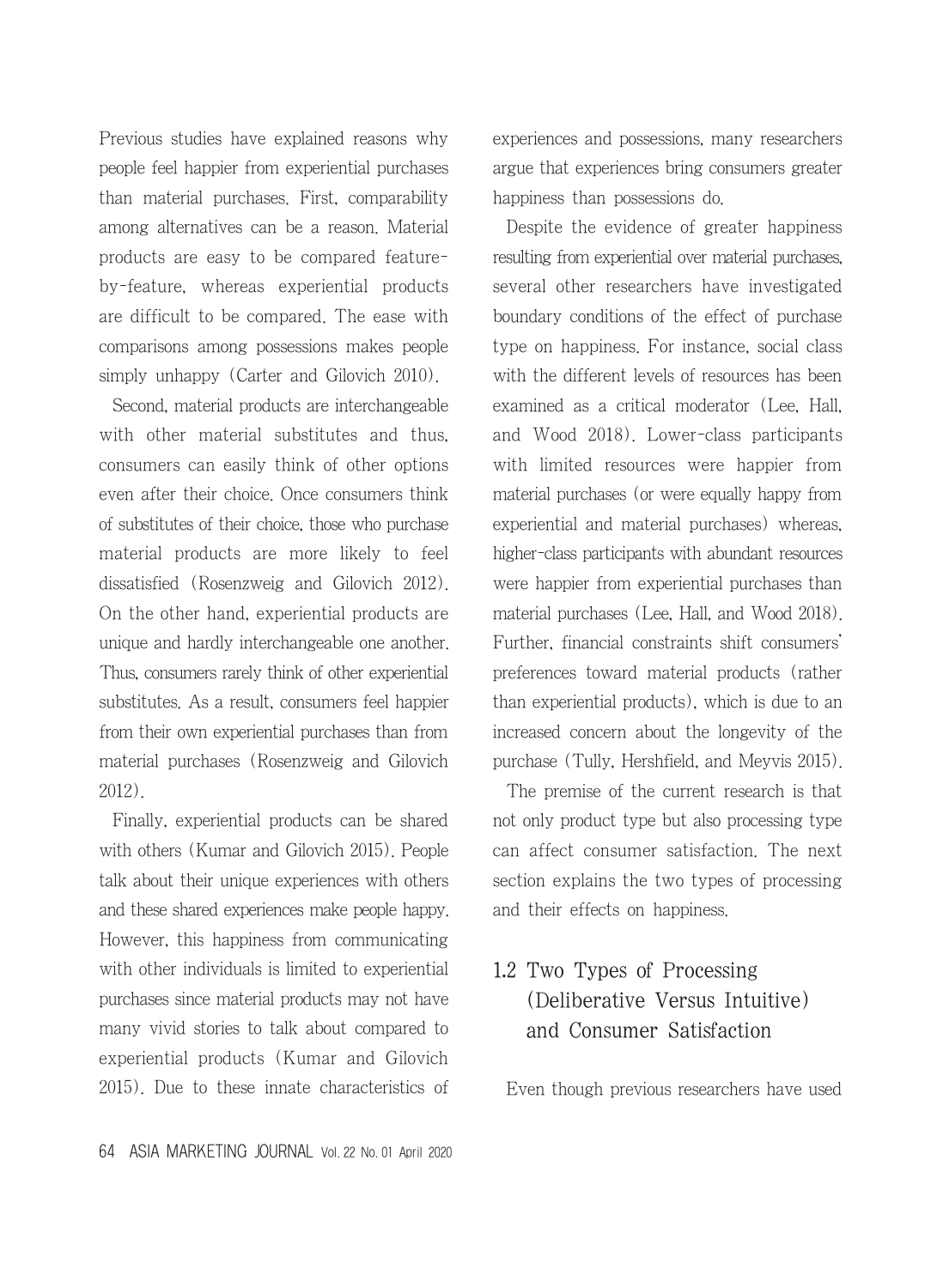Previous studies have explained reasons why people feel happier from experiential purchases than material purchases. First, comparability among alternatives can be a reason. Material products are easy to be compared feature-by-feature, whereas experiential products are difficult to be compared. The ease with comparisons among possessions makes people simply unhappy (Carter and Gilovich 2010).

Second, material products are interchangeable with other material substitutes and thus, consumers can easily think of other options even after their choice. Once consumers think of substitutes of their choice, those who purchase material products are more likely to feel dissatisfied (Rosenzweig and Gilovich 2012). On the other hand, experiential products are unique and hardly interchangeable one another. Thus, consumers rarely think of other experiential substitutes. As a result, consumers feel happier from their own experiential purchases than from material purchases (Rosenzweig and Gilovich 2012).

Finally, experiential products can be shared with others (Kumar and Gilovich 2015). People talk about their unique experiences with others and these shared experiences make people happy. However, this happiness from communicating with other individuals is limited to experiential purchases since material products may not have many vivid stories to talk about compared to experiential products (Kumar and Gilovich 2015). Due to these innate characteristics of experiences and possessions, many researchers argue that experiences bring consumers greater happiness than possessions do.

Despite the evidence of greater happiness resulting from experiential over material purchases, several other researchers have investigated boundary conditions of the effect of purchase type on happiness. For instance, social class with the different levels of resources has been examined as a critical moderator (Lee, Hall, and Wood 2018). Lower-class participants with limited resources were happier from material purchases (or were equally happy from experiential and material purchases) whereas, higher-class participants with abundant resources were happier from experiential purchases than material purchases (Lee, Hall, and Wood 2018). Further, financial constraints shift consumers' preferences toward material products (rather than experiential products), which is due to an increased concern about the longevity of the purchase (Tully, Hershfield, and Meyvis 2015).

The premise of the current research is that not only product type but also processing type can affect consumer satisfaction. The next section explains the two types of processing and their effects on happiness.

### 1.2 Two Types of Processing (Deliberative Versus Intuitive) and Consumer Satisfaction

Even though previous researchers have used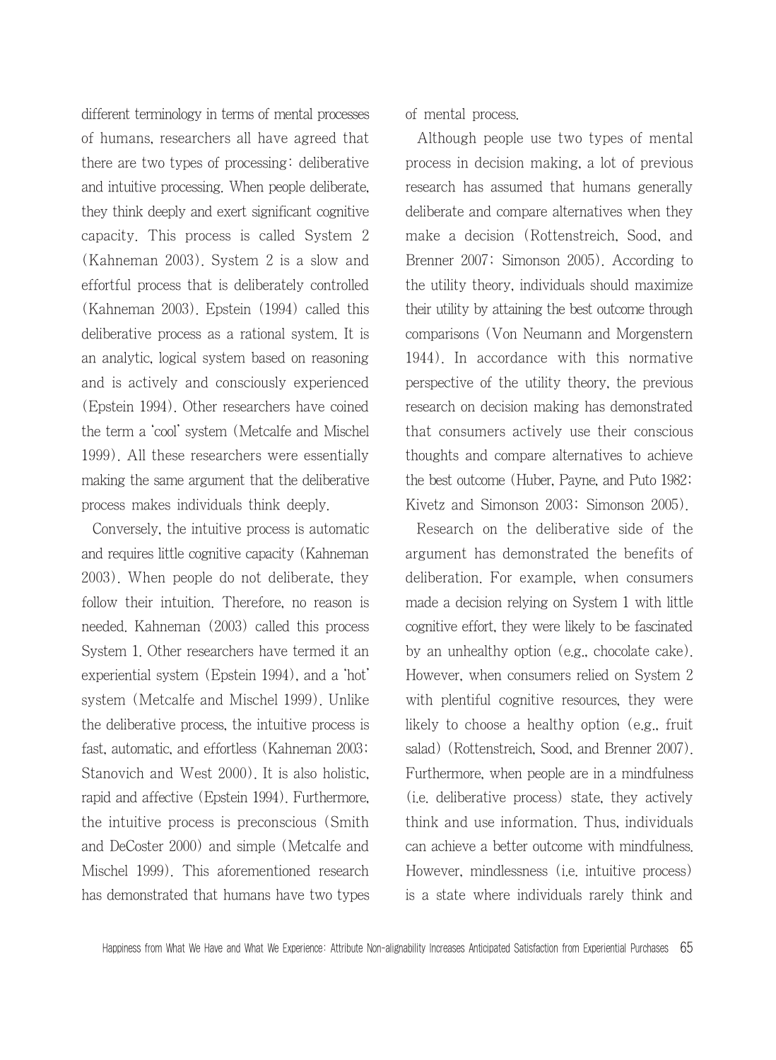different terminology in terms of mental processes of humans, researchers all have agreed that there are two types of processing: deliberative and intuitive processing. When people deliberate, they think deeply and exert significant cognitive capacity. This process is called System 2 (Kahneman 2003). System 2 is a slow and effortful process that is deliberately controlled (Kahneman 2003). Epstein (1994) called this deliberative process as a rational system. It is an analytic, logical system based on reasoning and is actively and consciously experienced (Epstein 1994). Other researchers have coined the term a 'cool' system (Metcalfe and Mischel 1999). All these researchers were essentially making the same argument that the deliberative process makes individuals think deeply.

Conversely, the intuitive process is automatic and requires little cognitive capacity (Kahneman 2003). When people do not deliberate, they follow their intuition. Therefore, no reason is needed. Kahneman (2003) called this process System 1. Other researchers have termed it an experiential system (Epstein 1994), and a 'hot' system (Metcalfe and Mischel 1999). Unlike the deliberative process, the intuitive process is fast, automatic, and effortless (Kahneman 2003; Stanovich and West 2000). It is also holistic, rapid and affective (Epstein 1994). Furthermore, the intuitive process is preconscious (Smith and DeCoster 2000) and simple (Metcalfe and Mischel 1999). This aforementioned research has demonstrated that humans have two types of mental process.

Although people use two types of mental process in decision making, a lot of previous research has assumed that humans generally deliberate and compare alternatives when they make a decision (Rottenstreich, Sood, and Brenner 2007; Simonson 2005). According to the utility theory, individuals should maximize their utility by attaining the best outcome through comparisons (Von Neumann and Morgenstern 1944). In accordance with this normative perspective of the utility theory, the previous research on decision making has demonstrated that consumers actively use their conscious thoughts and compare alternatives to achieve the best outcome (Huber, Payne, and Puto 1982; Kivetz and Simonson 2003; Simonson 2005).

Research on the deliberative side of the argument has demonstrated the benefits of deliberation. For example, when consumers made a decision relying on System 1 with little cognitive effort, they were likely to be fascinated by an unhealthy option (e.g., chocolate cake). However, when consumers relied on System 2 with plentiful cognitive resources, they were likely to choose a healthy option (e.g., fruit salad) (Rottenstreich, Sood, and Brenner 2007). Furthermore, when people are in a mindfulness (i.e. deliberative process) state, they actively think and use information. Thus, individuals can achieve a better outcome with mindfulness. However, mindlessness (i.e. intuitive process) is a state where individuals rarely think and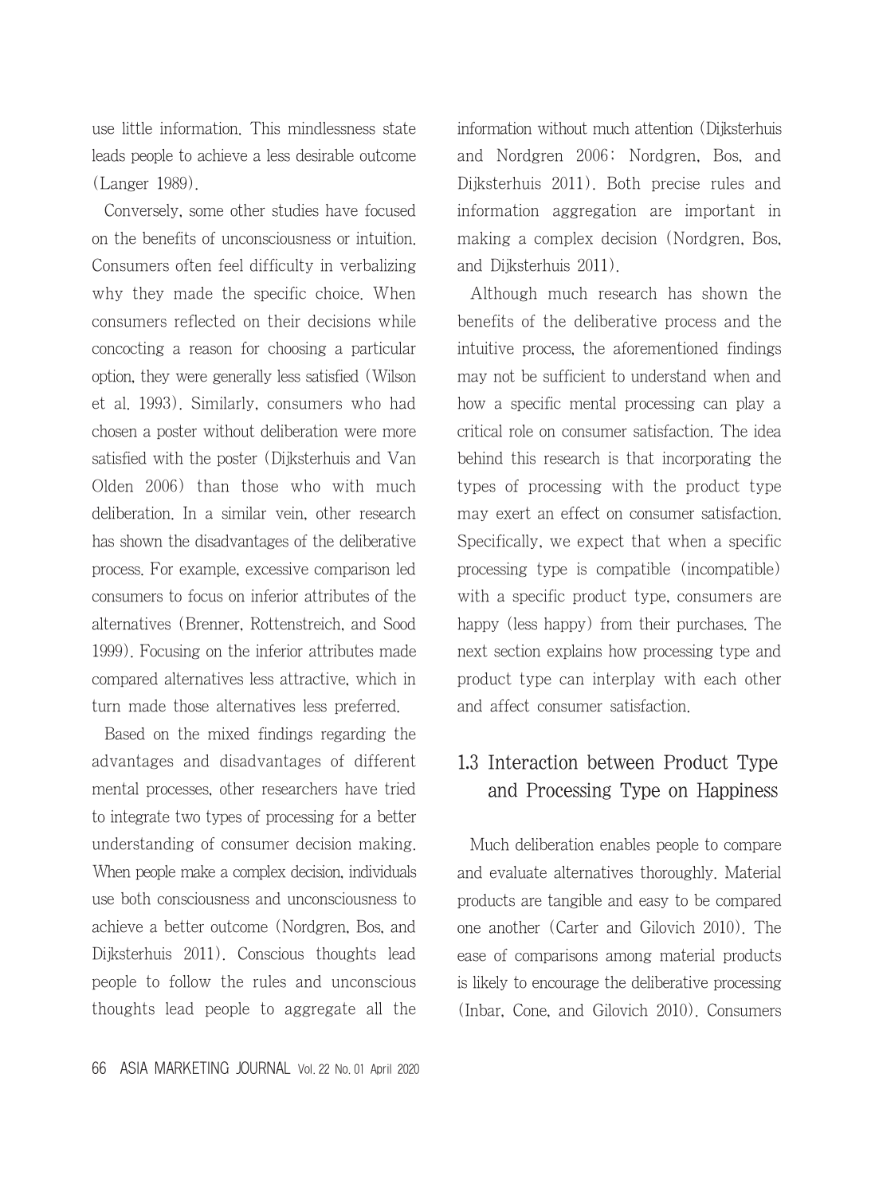use little information. This mindlessness state leads people to achieve a less desirable outcome (Langer 1989).

Conversely, some other studies have focused on the benefits of unconsciousness or intuition. Consumers often feel difficulty in verbalizing why they made the specific choice. When consumers reflected on their decisions while concocting a reason for choosing a particular option, they were generally less satisfied (Wilson et al. 1993). Similarly, consumers who had chosen a poster without deliberation were more satisfied with the poster (Dijksterhuis and Van Olden 2006) than those who with much deliberation. In a similar vein, other research has shown the disadvantages of the deliberative process. For example, excessive comparison led consumers to focus on inferior attributes of the alternatives (Brenner, Rottenstreich, and Sood 1999). Focusing on the inferior attributes made compared alternatives less attractive, which in turn made those alternatives less preferred.

Based on the mixed findings regarding the advantages and disadvantages of different mental processes, other researchers have tried to integrate two types of processing for a better understanding of consumer decision making. When people make a complex decision, individuals use both consciousness and unconsciousness to achieve a better outcome (Nordgren, Bos, and Dijksterhuis 2011). Conscious thoughts lead people to follow the rules and unconscious thoughts lead people to aggregate all the information without much attention (Dijksterhuis and Nordgren 2006; Nordgren, Bos, and Dijksterhuis 2011). Both precise rules and information aggregation are important in making a complex decision (Nordgren, Bos, and Dijksterhuis 2011).

Although much research has shown the benefits of the deliberative process and the intuitive process, the aforementioned findings may not be sufficient to understand when and how a specific mental processing can play a critical role on consumer satisfaction. The idea behind this research is that incorporating the types of processing with the product type may exert an effect on consumer satisfaction. Specifically, we expect that when a specific processing type is compatible (incompatible) with a specific product type, consumers are happy (less happy) from their purchases. The next section explains how processing type and product type can interplay with each other and affect consumer satisfaction.

## 1.3 Interaction between Product Type and Processing Type on Happiness

Much deliberation enables people to compare and evaluate alternatives thoroughly. Material products are tangible and easy to be compared one another (Carter and Gilovich 2010). The ease of comparisons among material products is likely to encourage the deliberative processing (Inbar, Cone, and Gilovich 2010). Consumers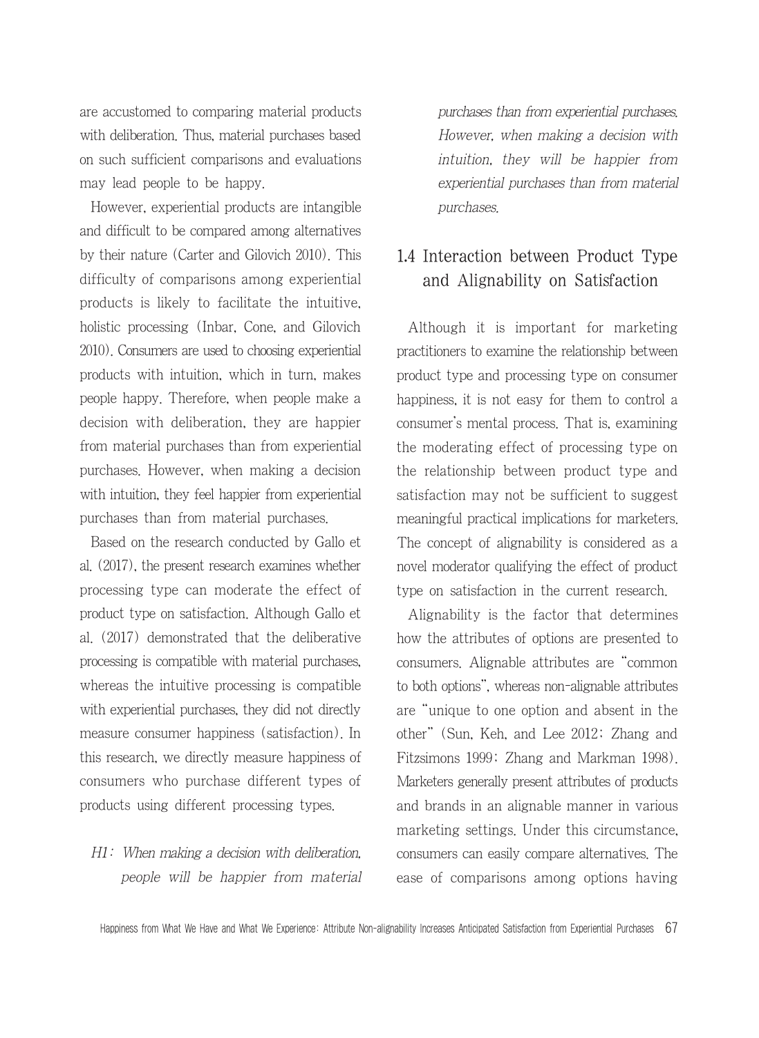are accustomed to comparing material products with deliberation. Thus, material purchases based on such sufficient comparisons and evaluations may lead people to be happy.

However, experiential products are intangible and difficult to be compared among alternatives by their nature (Carter and Gilovich 2010). This difficulty of comparisons among experiential products is likely to facilitate the intuitive, holistic processing (Inbar, Cone, and Gilovich 2010). Consumers are used to choosing experiential products with intuition, which in turn, makes people happy. Therefore, when people make a decision with deliberation, they are happier from material purchases than from experiential purchases. However, when making a decision with intuition, they feel happier from experiential purchases than from material purchases.

Based on the research conducted by Gallo et al. (2017), the present research examines whether processing type can moderate the effect of product type on satisfaction. Although Gallo et al. (2017) demonstrated that the deliberative processing is compatible with material purchases, whereas the intuitive processing is compatible with experiential purchases, they did not directly measure consumer happiness (satisfaction). In this research, we directly measure happiness of consumers who purchase different types of products using different processing types.

> *H1: When making a decision with deliberation, people will be happier from material purchases than from experiential purchases. However, when making a decision with intuition, they will be happier from experiential purchases than from material purchases.*

## 1.4 Interaction between Product Type and Alignability on Satisfaction

Although it is important for marketing practitioners to examine the relationship between product type and processing type on consumer happiness, it is not easy for them to control a consumer's mental process. That is, examining the moderating effect of processing type on the relationship between product type and satisfaction may not be sufficient to suggest meaningful practical implications for marketers. The concept of alignability is considered as a novel moderator qualifying the effect of product type on satisfaction in the current research.

Alignability is the factor that determines how the attributes of options are presented to consumers. Alignable attributes are "common to both options", whereas non-alignable attributes are "unique to one option and absent in the other" (Sun, Keh, and Lee 2012; Zhang and Fitzsimons 1999; Zhang and Markman 1998). Marketers generally present attributes of products and brands in an alignable manner in various marketing settings. Under this circumstance, consumers can easily compare alternatives. The ease of comparisons among options having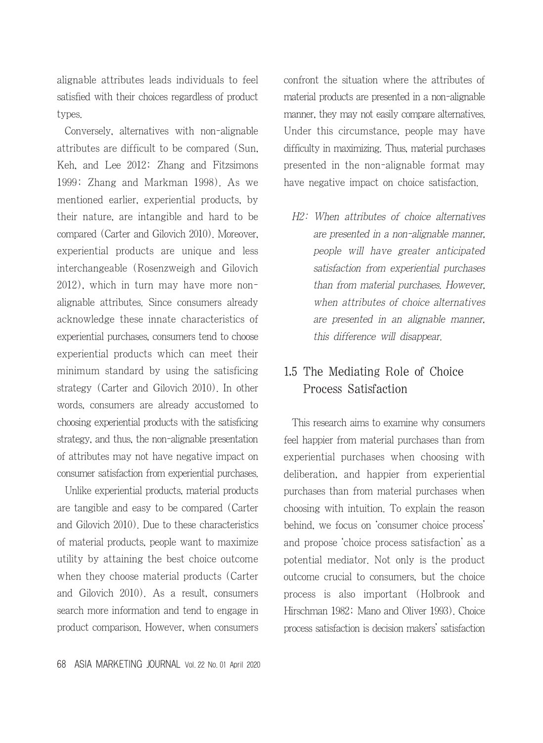alignable attributes leads individuals to feel satisfied with their choices regardless of product types.

Conversely, alternatives with non-alignable attributes are difficult to be compared (Sun, Keh, and Lee 2012; Zhang and Fitzsimons 1999; Zhang and Markman 1998). As we mentioned earlier, experiential products, by their nature, are intangible and hard to be compared (Carter and Gilovich 2010). Moreover, experiential products are unique and less interchangeable (Rosenzweigh and Gilovich 2012), which in turn may have more non-alignable attributes. Since consumers already acknowledge these innate characteristics of experiential purchases, consumers tend to choose experiential products which can meet their minimum standard by using the satisficing strategy (Carter and Gilovich 2010). In other words, consumers are already accustomed to choosing experiential products with the satisficing strategy, and thus, the non-alignable presentation of attributes may not have negative impact on consumer satisfaction from experiential purchases.

Unlike experiential products, material products are tangible and easy to be compared (Carter and Gilovich 2010). Due to these characteristics of material products, people want to maximize utility by attaining the best choice outcome when they choose material products (Carter and Gilovich 2010). As a result, consumers search more information and tend to engage in product comparison. However, when consumers confront the situation where the attributes of material products are presented in a non-alignable manner, they may not easily compare alternatives. Under this circumstance, people may have difficulty in maximizing. Thus, material purchases presented in the non-alignable format may have negative impact on choice satisfaction.

> H2: *When attributes of choice alternatives are presented in a non-alignable manner, people will have greater anticipated satisfaction from experiential purchases than from material purchases. However, when attributes of choice alternatives are presented in an alignable manner, this difference will disappear.*

## 1.5 The Mediating Role of Choice Process Satisfaction

This research aims to examine why consumers feel happier from material purchases than from experiential purchases when choosing with deliberation, and happier from experiential purchases than from material purchases when choosing with intuition. To explain the reason behind, we focus on 'consumer choice process' and propose 'choice process satisfaction' as a potential mediator. Not only is the product outcome crucial to consumers, but the choice process is also important (Holbrook and Hirschman 1982; Mano and Oliver 1993). Choice process satisfaction is decision makers' satisfaction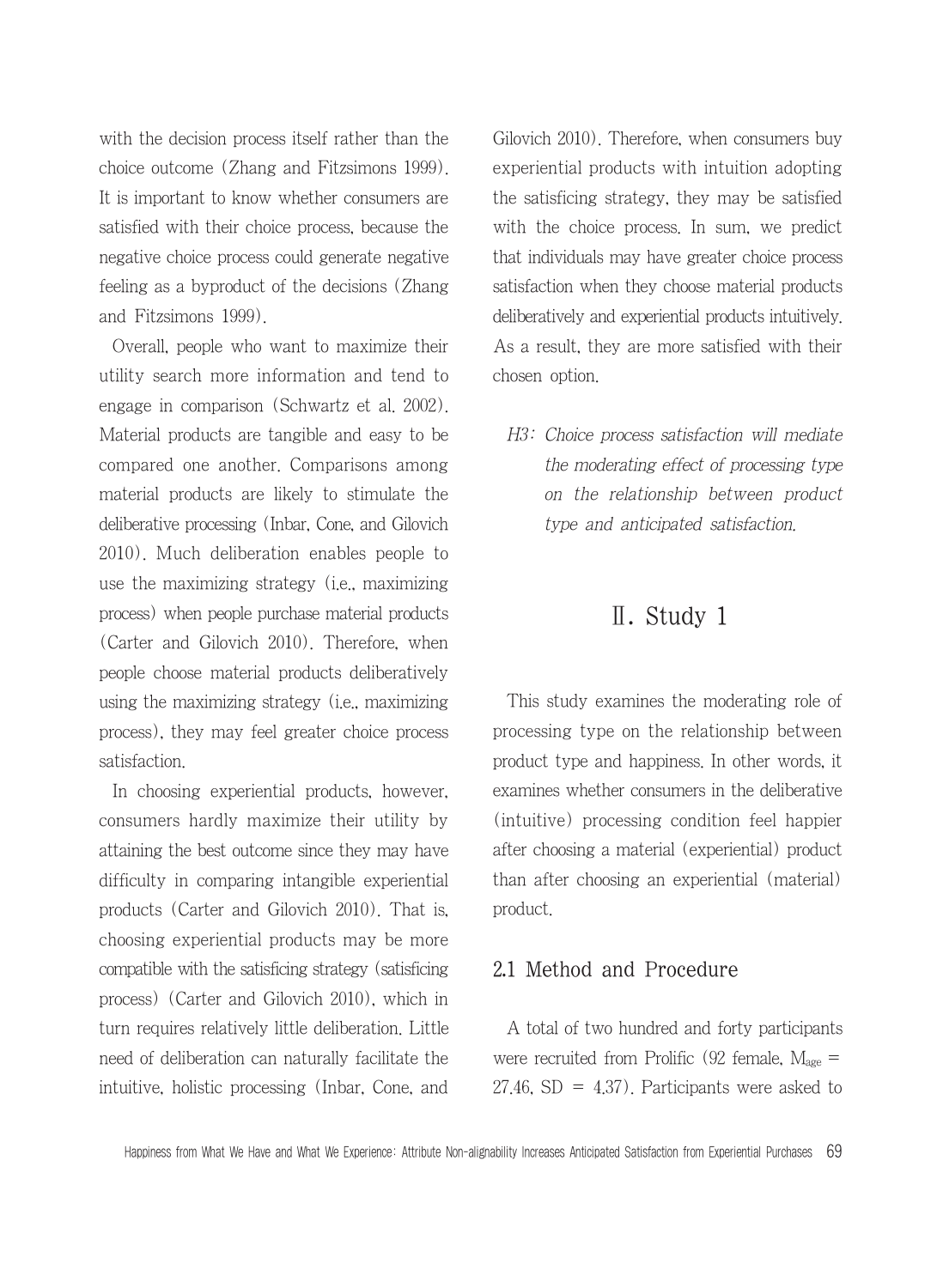with the decision process itself rather than the choice outcome (Zhang and Fitzsimons 1999). It is important to know whether consumers are satisfied with their choice process, because the negative choice process could generate negative feeling as a byproduct of the decisions (Zhang and Fitzsimons 1999).

Overall, people who want to maximize their utility search more information and tend to engage in comparison (Schwartz et al. 2002). Material products are tangible and easy to be compared one another. Comparisons among material products are likely to stimulate the deliberative processing (Inbar, Cone, and Gilovich 2010). Much deliberation enables people to use the maximizing strategy (i.e., maximizing process) when people purchase material products (Carter and Gilovich 2010). Therefore, when people choose material products deliberatively using the maximizing strategy (i.e., maximizing process), they may feel greater choice process satisfaction.

In choosing experiential products, however, consumers hardly maximize their utility by attaining the best outcome since they may have difficulty in comparing intangible experiential products (Carter and Gilovich 2010). That is, choosing experiential products may be more compatible with the satisficing strategy (satisficing process) (Carter and Gilovich 2010), which in turn requires relatively little deliberation. Little need of deliberation can naturally facilitate the intuitive, holistic processing (Inbar, Cone, and Gilovich 2010). Therefore, when consumers buy experiential products with intuition adopting the satisficing strategy, they may be satisfied with the choice process. In sum, we predict that individuals may have greater choice process satisfaction when they choose material products deliberatively and experiential products intuitively. As a result, they are more satisfied with their chosen option.

> H3: *Choice process satisfaction will mediate the moderating effect of processing type on the relationship between product type and anticipated satisfaction.*

# Ⅱ. Study 1

This study examines the moderating role of processing type on the relationship between product type and happiness. In other words, it examines whether consumers in the deliberative (intuitive) processing condition feel happier after choosing a material (experiential) product than after choosing an experiential (material) product.

## 2.1 Method and Procedure

A total of two hundred and forty participants were recruited from Prolific (92 female, $M_{age}$ = 27.46, SD = 4.37). Participants were asked to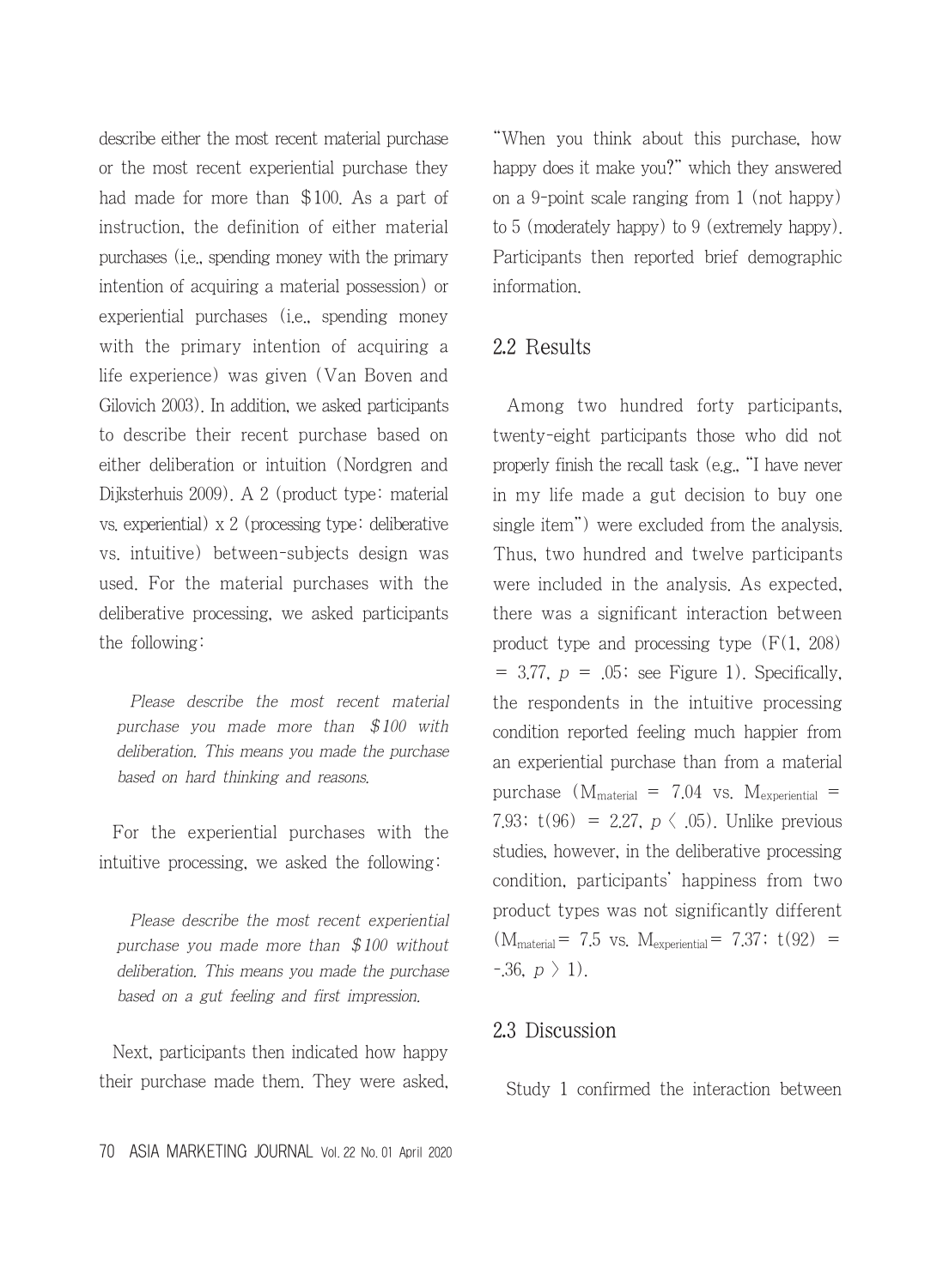describe either the most recent material purchase or the most recent experiential purchase they had made for more than $100. As a part of instruction, the definition of either material purchases (i.e., spending money with the primary intention of acquiring a material possession) or experiential purchases (i.e., spending money with the primary intention of acquiring a life experience) was given (Van Boven and Gilovich 2003). In addition, we asked participants to describe their recent purchase based on either deliberation or intuition (Nordgren and Dijksterhuis 2009). A 2 (product type: material vs. experiential) x 2 (processing type: deliberative vs. intuitive) between-subjects design was used. For the material purchases with the deliberative processing, we asked participants the following:

> *Please describe the most recent material purchase you made more than $100 with deliberation. This means you made the purchase based on hard thinking and reasons.*

For the experiential purchases with the intuitive processing, we asked the following:

> *Please describe the most recent experiential purchase you made more than $100 without deliberation. This means you made the purchase based on a gut feeling and first impression.*

Next, participants then indicated how happy their purchase made them. They were asked, "When you think about this purchase, how happy does it make you?" which they answered on a 9-point scale ranging from 1 (not happy) to 5 (moderately happy) to 9 (extremely happy). Participants then reported brief demographic information.

## 2.2 Results

Among two hundred forty participants, twenty-eight participants those who did not properly finish the recall task (e.g., "I have never in my life made a gut decision to buy one single item") were excluded from the analysis. Thus, two hundred and twelve participants were included in the analysis. As expected, there was a significant interaction between product type and processing type ($F(1, 208) = 3.77$, $p = .05$; see Figure 1). Specifically, the respondents in the intuitive processing condition reported feeling much happier from an experiential purchase than from a material purchase ($M_{material} = 7.04$ vs. $M_{experiential} = 7.93$; $t(96) = 2.27$, $p < .05$). Unlike previous studies, however, in the deliberative processing condition, participants' happiness from two product types was not significantly different ($M_{material} = 7.5$ vs. $M_{experiential} = 7.37$; $t(92) = -.36$, $p > 1$).

## 2.3 Discussion

Study 1 confirmed the interaction between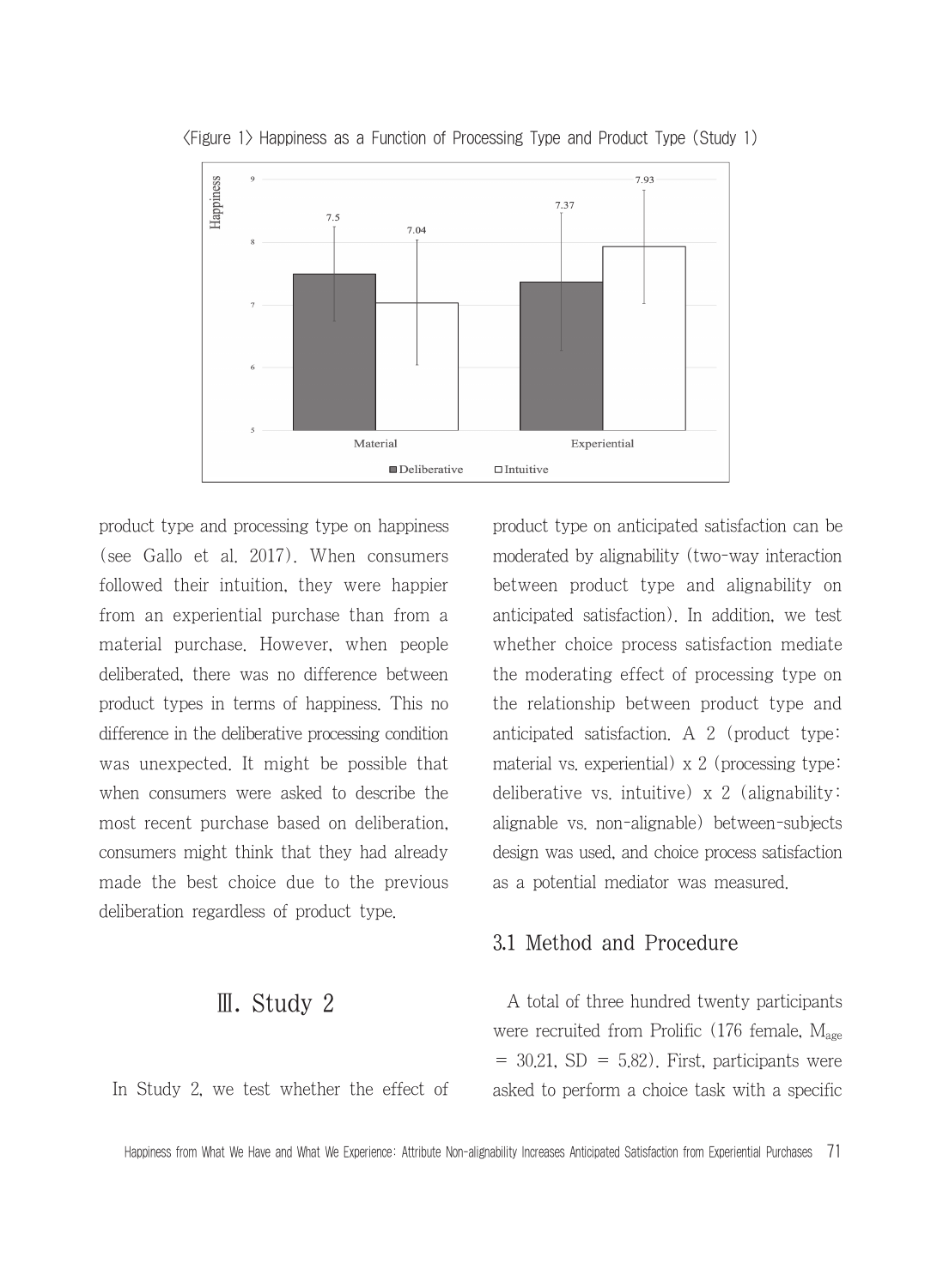<Figure 1> Happiness as a Function of Processing Type and Product Type (Study 1)

product type and processing type on happiness (see Gallo et al. 2017). When consumers followed their intuition, they were happier from an experiential purchase than from a material purchase. However, when people deliberated, there was no difference between product types in terms of happiness. This no difference in the deliberative processing condition was unexpected. It might be possible that when consumers were asked to describe the most recent purchase based on deliberation, consumers might think that they had already made the best choice due to the previous deliberation regardless of product type.

# Ⅲ. Study 2

In Study 2, we test whether the effect of product type on anticipated satisfaction can be moderated by alignability (two-way interaction between product type and alignability on anticipated satisfaction). In addition, we test whether choice process satisfaction mediate the moderating effect of processing type on the relationship between product type and anticipated satisfaction. A 2 (product type: material vs. experiential) x 2 (processing type: deliberative vs. intuitive) x 2 (alignability: alignable vs. non-alignable) between-subjects design was used, and choice process satisfaction as a potential mediator was measured.

## 3.1 Method and Procedure

A total of three hundred twenty participants were recruited from Prolific (176 female, $M_{age}$ = 30.21, SD = 5.82). First, participants were asked to perform a choice task with a specific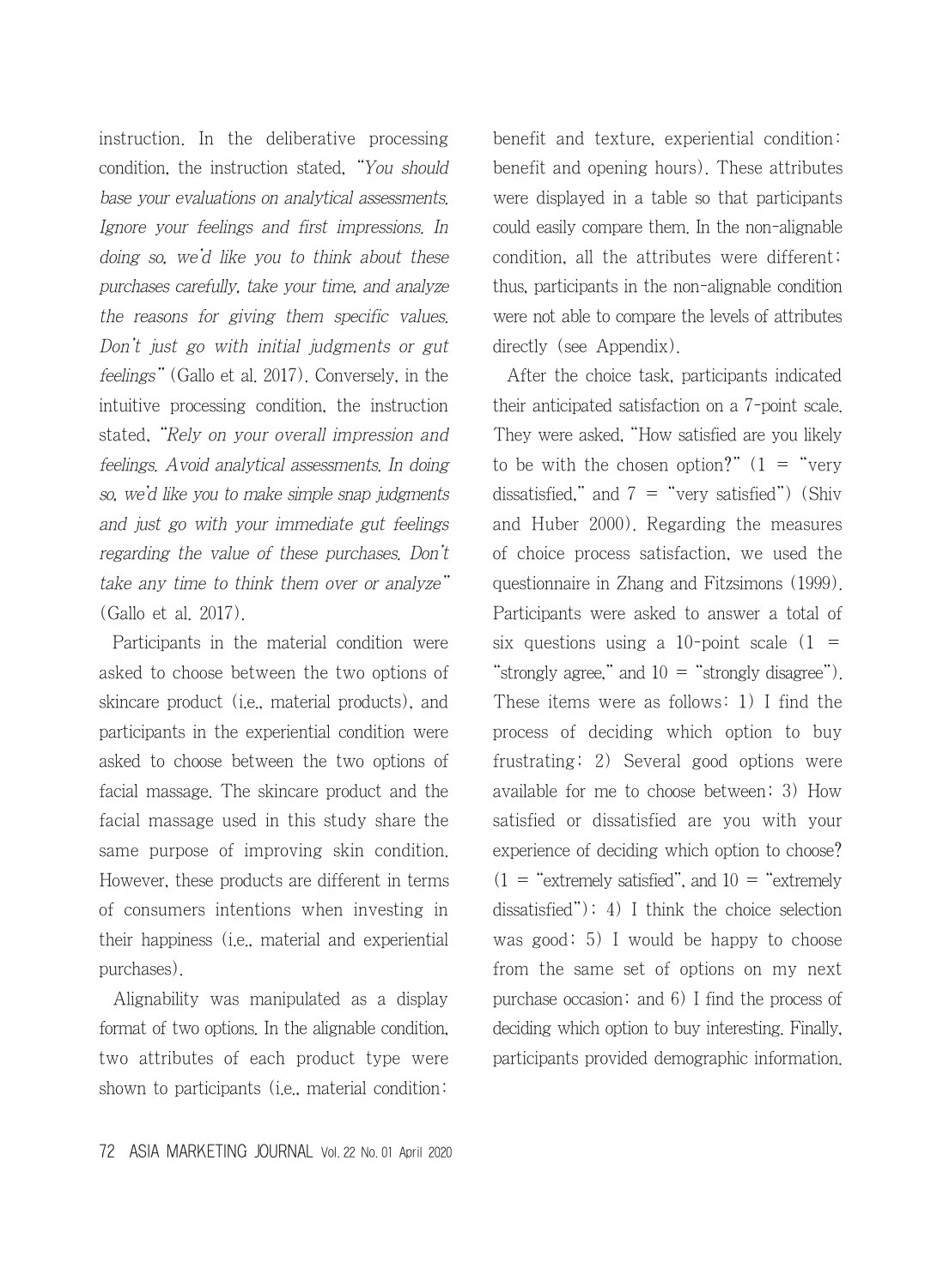instruction. In the deliberative processing condition, the instruction stated, "*You should base your evaluations on analytical assessments. Ignore your feelings and first impressions. In doing so, we'd like you to think about these purchases carefully, take your time, and analyze the reasons for giving them specific values. Don't just go with initial judgments or gut feelings*" (Gallo et al. 2017). Conversely, in the intuitive processing condition, the instruction stated, "*Rely on your overall impression and feelings. Avoid analytical assessments. In doing so, we'd like you to make simple snap judgments and just go with your immediate gut feelings regarding the value of these purchases. Don't take any time to think them over or analyze*" (Gallo et al. 2017).

Participants in the material condition were asked to choose between the two options of skincare product (i.e., material products), and participants in the experiential condition were asked to choose between the two options of facial massage. The skincare product and the facial massage used in this study share the same purpose of improving skin condition. However, these products are different in terms of consumers intentions when investing in their happiness (i.e., material and experiential purchases).

Alignability was manipulated as a display format of two options. In the alignable condition, two attributes of each product type were shown to participants (i.e., material condition: benefit and texture, experiential condition: benefit and opening hours). These attributes were displayed in a table so that participants could easily compare them. In the non-alignable condition, all the attributes were different; thus, participants in the non-alignable condition were not able to compare the levels of attributes directly (see Appendix).

After the choice task, participants indicated their anticipated satisfaction on a 7-point scale. They were asked, "How satisfied are you likely to be with the chosen option?" (1 = "very dissatisfied," and 7 = "very satisfied") (Shiv and Huber 2000). Regarding the measures of choice process satisfaction, we used the questionnaire in Zhang and Fitzsimons (1999). Participants were asked to answer a total of six questions using a 10-point scale (1 = "strongly agree," and 10 = "strongly disagree"). These items were as follows: 1) I find the process of deciding which option to buy frustrating; 2) Several good options were available for me to choose between; 3) How satisfied or dissatisfied are you with your experience of deciding which option to choose? (1 = "extremely satisfied", and 10 = "extremely dissatisfied"); 4) I think the choice selection was good; 5) I would be happy to choose from the same set of options on my next purchase occasion; and 6) I find the process of deciding which option to buy interesting. Finally, participants provided demographic information.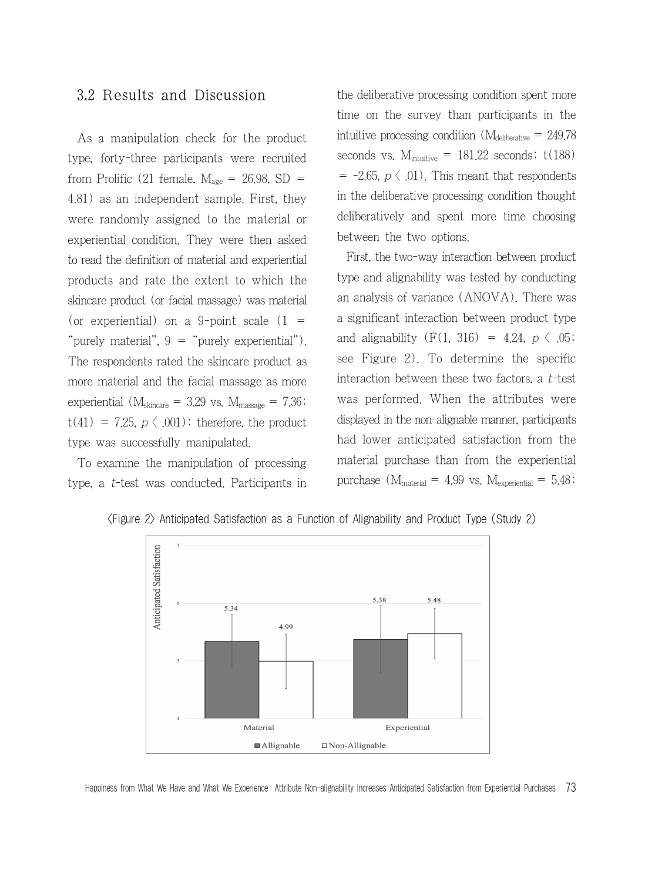## 3.2 Results and Discussion

As a manipulation check for the product type, forty-three participants were recruited from Prolific (21 female, $M_{age}$ = 26.98, SD = 4.81) as an independent sample. First, they were randomly assigned to the material or experiential condition. They were then asked to read the definition of material and experiential products and rate the extent to which the skincare product (or facial massage) was material (or experiential) on a 9-point scale (1 = "purely material", 9 = "purely experiential"). The respondents rated the skincare product as more material and the facial massage as more experiential ($M_{skincare}$ = 3.29 vs. $M_{massage}$ = 7.36; $t(41) = 7.25$, $p < .001$); therefore, the product type was successfully manipulated.

To examine the manipulation of processing type, a *t*-test was conducted. Participants in the deliberative processing condition spent more time on the survey than participants in the intuitive processing condition ($M_{deliberative}$ = 249.78 seconds vs. $M_{intuitive}$ = 181.22 seconds; $t(188) = -2.65$, $p < .01$). This meant that respondents in the deliberative processing condition thought deliberatively and spent more time choosing between the two options.

First, the two-way interaction between product type and alignability was tested by conducting an analysis of variance (ANOVA). There was a significant interaction between product type and alignability ($F(1, 316) = 4.24$, $p < .05$; see Figure 2). To determine the specific interaction between these two factors, a *t*-test was performed. When the attributes were displayed in the non-alignable manner, participants had lower anticipated satisfaction from the material purchase than from the experiential purchase ($M_{material}$ = 4.99 vs. $M_{experiential}$ = 5.48;

〈Figure 2〉 Anticipated Satisfaction as a Function of Alignability and Product Type (Study 2)

| | Allignable | Non-Allignable |
|---|---|---|
| Material | 5.34 | 4.99 |
| Experiential | 5.38 | 5.48 |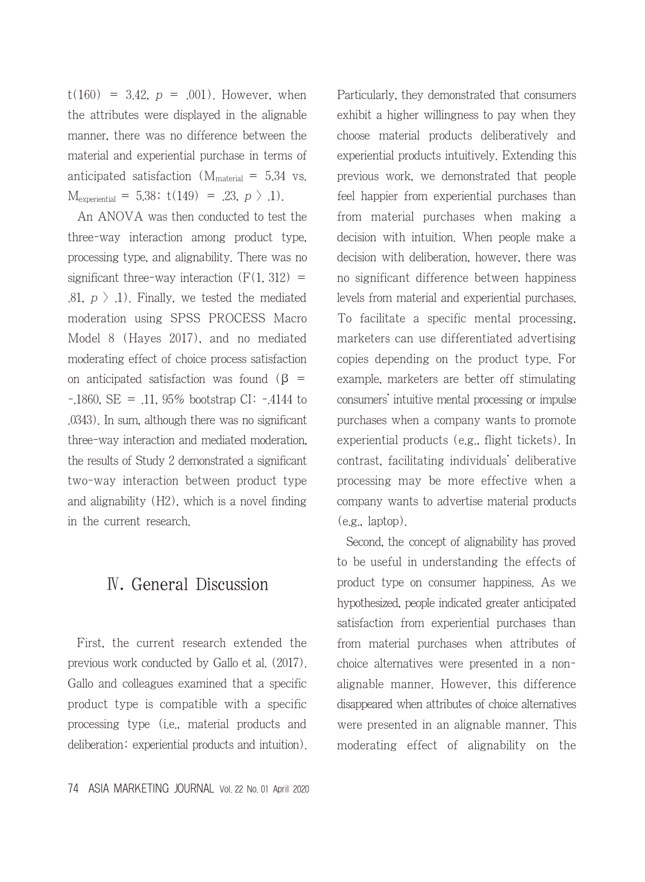$t(160) = 3.42$, $p = .001$). However, when the attributes were displayed in the alignable manner, there was no difference between the material and experiential purchase in terms of anticipated satisfaction ($M_{material} = 5.34$ vs. $M_{experiential} = 5.38$; $t(149) = .23$, $p > .1$).

An ANOVA was then conducted to test the three-way interaction among product type, processing type, and alignability. There was no significant three-way interaction ($F(1, 312) = .81$, $p > .1$). Finally, we tested the mediated moderation using SPSS PROCESS Macro Model 8 (Hayes 2017), and no mediated moderating effect of choice process satisfaction on anticipated satisfaction was found ($\beta = -.1860$, $SE = .11$, 95% bootstrap CI: -.4144 to .0343). In sum, although there was no significant three-way interaction and mediated moderation, the results of Study 2 demonstrated a significant two-way interaction between product type and alignability (H2), which is a novel finding in the current research.

# Ⅳ. General Discussion

First, the current research extended the previous work conducted by Gallo et al. (2017). Gallo and colleagues examined that a specific product type is compatible with a specific processing type (i.e., material products and deliberation; experiential products and intuition). Particularly, they demonstrated that consumers exhibit a higher willingness to pay when they choose material products deliberatively and experiential products intuitively. Extending this previous work, we demonstrated that people feel happier from experiential purchases than from material purchases when making a decision with intuition. When people make a decision with deliberation, however, there was no significant difference between happiness levels from material and experiential purchases. To facilitate a specific mental processing, marketers can use differentiated advertising copies depending on the product type. For example, marketers are better off stimulating consumers' intuitive mental processing or impulse purchases when a company wants to promote experiential products (e.g., flight tickets). In contrast, facilitating individuals' deliberative processing may be more effective when a company wants to advertise material products (e.g., laptop).

Second, the concept of alignability has proved to be useful in understanding the effects of product type on consumer happiness. As we hypothesized, people indicated greater anticipated satisfaction from experiential purchases than from material purchases when attributes of choice alternatives were presented in a non-alignable manner. However, this difference disappeared when attributes of choice alternatives were presented in an alignable manner. This moderating effect of alignability on the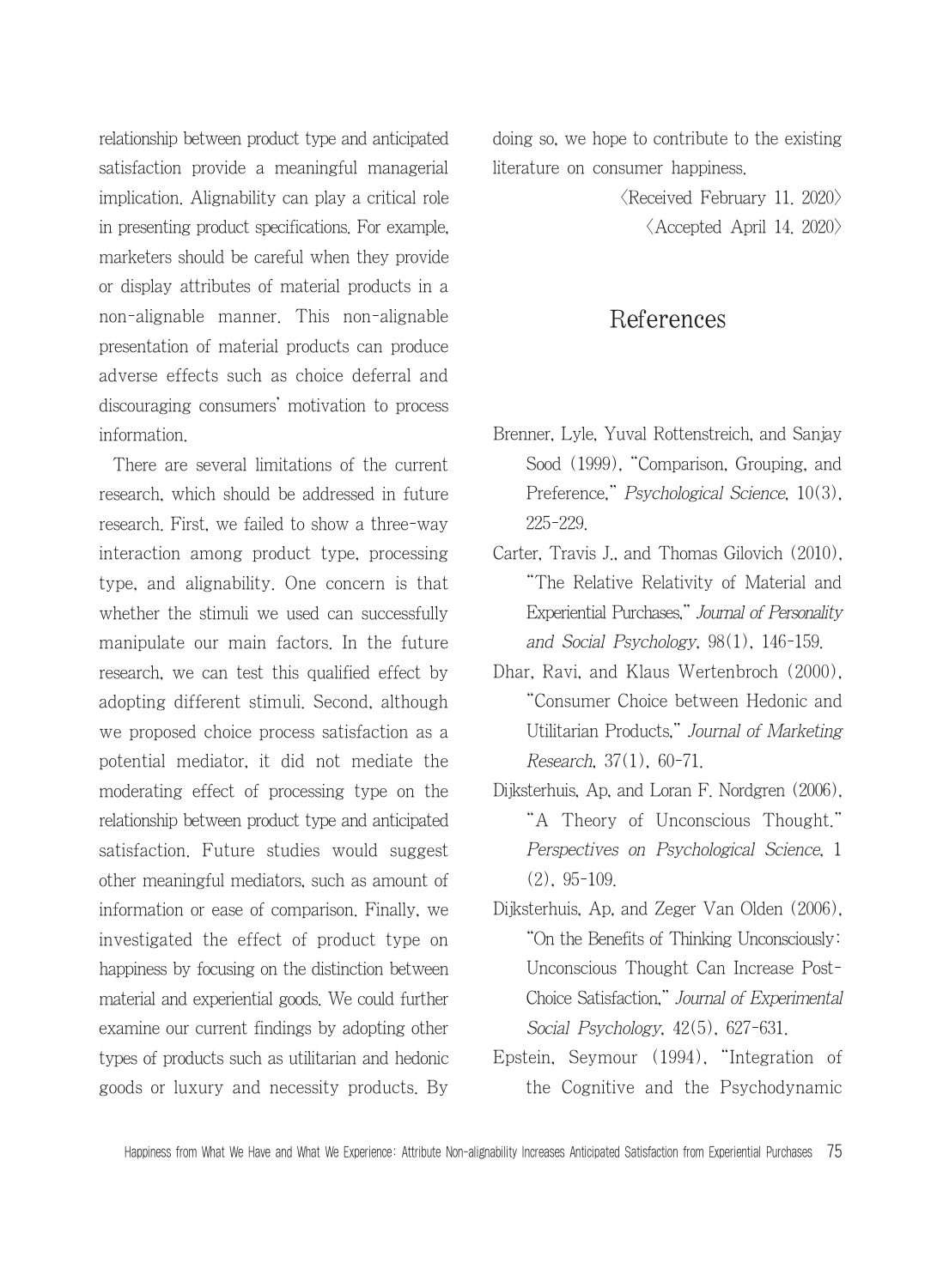relationship between product type and anticipated satisfaction provide a meaningful managerial implication. Alignability can play a critical role in presenting product specifications. For example, marketers should be careful when they provide or display attributes of material products in a non-alignable manner. This non-alignable presentation of material products can produce adverse effects such as choice deferral and discouraging consumers' motivation to process information.

There are several limitations of the current research, which should be addressed in future research. First, we failed to show a three-way interaction among product type, processing type, and alignability. One concern is that whether the stimuli we used can successfully manipulate our main factors. In the future research, we can test this qualified effect by adopting different stimuli. Second, although we proposed choice process satisfaction as a potential mediator, it did not mediate the moderating effect of processing type on the relationship between product type and anticipated satisfaction. Future studies would suggest other meaningful mediators, such as amount of information or ease of comparison. Finally, we investigated the effect of product type on happiness by focusing on the distinction between material and experiential goods. We could further examine our current findings by adopting other types of products such as utilitarian and hedonic goods or luxury and necessity products. By doing so, we hope to contribute to the existing literature on consumer happiness.

〈Received February 11. 2020〉
〈Accepted April 14. 2020〉

## References

Brenner, Lyle, Yuval Rottenstreich, and Sanjay Sood (1999), "Comparison, Grouping, and Preference," *Psychological Science*, 10(3), 225-229.

Carter, Travis J., and Thomas Gilovich (2010), "The Relative Relativity of Material and Experiential Purchases," *Journal of Personality and Social Psychology*, 98(1), 146-159.

Dhar, Ravi, and Klaus Wertenbroch (2000), "Consumer Choice between Hedonic and Utilitarian Products," *Journal of Marketing Research*, 37(1), 60-71.

Dijksterhuis, Ap, and Loran F. Nordgren (2006), "A Theory of Unconscious Thought," *Perspectives on Psychological Science*, 1(2), 95-109.

Dijksterhuis, Ap, and Zeger Van Olden (2006), "On the Benefits of Thinking Unconsciously: Unconscious Thought Can Increase Post-Choice Satisfaction," *Journal of Experimental Social Psychology*, 42(5), 627-631.

Epstein, Seymour (1994), "Integration of the Cognitive and the Psychodynamic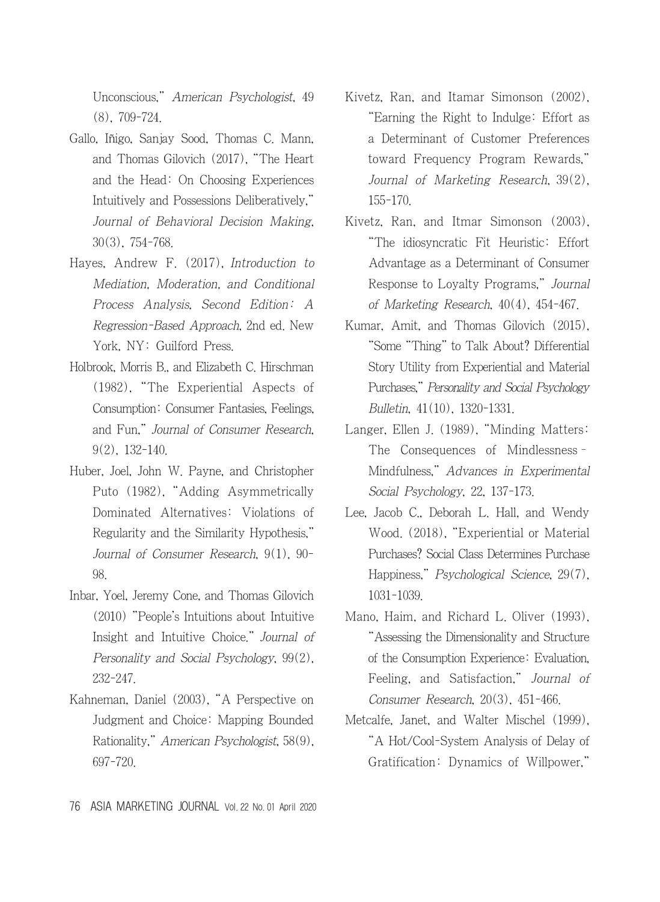Unconscious," *American Psychologist*, 49 (8), 709-724.

Gallo, Iñigo, Sanjay Sood, Thomas C. Mann, and Thomas Gilovich (2017), "The Heart and the Head: On Choosing Experiences Intuitively and Possessions Deliberatively," *Journal of Behavioral Decision Making*, 30(3), 754-768.

Hayes, Andrew F. (2017), *Introduction to Mediation, Moderation, and Conditional Process Analysis, Second Edition: A Regression-Based Approach*, 2nd ed. New York, NY: Guilford Press.

Holbrook, Morris B., and Elizabeth C. Hirschman (1982), "The Experiential Aspects of Consumption: Consumer Fantasies, Feelings, and Fun," *Journal of Consumer Research*, 9(2), 132-140.

Huber, Joel, John W. Payne, and Christopher Puto (1982), "Adding Asymmetrically Dominated Alternatives: Violations of Regularity and the Similarity Hypothesis," *Journal of Consumer Research*, 9(1), 90-98.

Inbar, Yoel, Jeremy Cone, and Thomas Gilovich (2010) "People's Intuitions about Intuitive Insight and Intuitive Choice." *Journal of Personality and Social Psychology*, 99(2), 232-247.

Kahneman, Daniel (2003), "A Perspective on Judgment and Choice: Mapping Bounded Rationality," *American Psychologist*, 58(9), 697-720.

Kivetz, Ran, and Itamar Simonson (2002), "Earning the Right to Indulge: Effort as a Determinant of Customer Preferences toward Frequency Program Rewards," *Journal of Marketing Research*, 39(2), 155-170.

Kivetz, Ran, and Itmar Simonson (2003), "The idiosyncratic Fit Heuristic: Effort Advantage as a Determinant of Consumer Response to Loyalty Programs," *Journal of Marketing Research*, 40(4), 454-467.

Kumar, Amit, and Thomas Gilovich (2015), "Some "Thing" to Talk About? Differential Story Utility from Experiential and Material Purchases," *Personality and Social Psychology Bulletin*, 41(10), 1320-1331.

Langer, Ellen J. (1989), "Minding Matters: The Consequences of Mindlessness–Mindfulness," *Advances in Experimental Social Psychology*, 22, 137-173.

Lee, Jacob C., Deborah L. Hall, and Wendy Wood. (2018), "Experiential or Material Purchases? Social Class Determines Purchase Happiness," *Psychological Science*, 29(7), 1031-1039.

Mano, Haim, and Richard L. Oliver (1993), "Assessing the Dimensionality and Structure of the Consumption Experience: Evaluation, Feeling, and Satisfaction," *Journal of Consumer Research*, 20(3), 451-466.

Metcalfe, Janet, and Walter Mischel (1999), "A Hot/Cool-System Analysis of Delay of Gratification: Dynamics of Willpower,"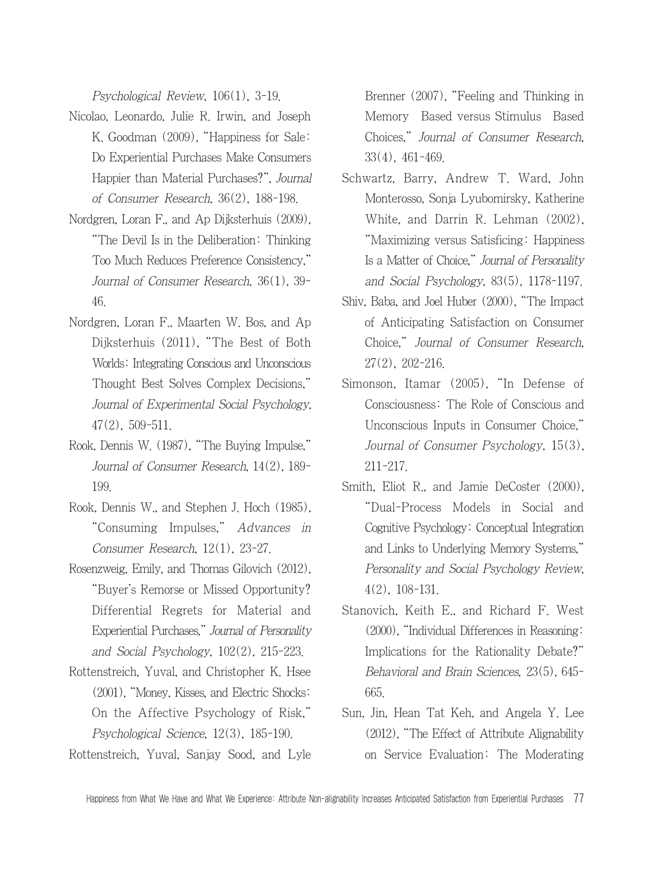*Psychological Review*, 106(1), 3-19.

Nicolao, Leonardo, Julie R. Irwin, and Joseph K. Goodman (2009), "Happiness for Sale: Do Experiential Purchases Make Consumers Happier than Material Purchases?", *Journal of Consumer Research*, 36(2), 188-198.

Nordgren, Loran F., and Ap Dijksterhuis (2009), "The Devil Is in the Deliberation: Thinking Too Much Reduces Preference Consistency," *Journal of Consumer Research*, 36(1), 39-46.

Nordgren, Loran F., Maarten W. Bos, and Ap Dijksterhuis (2011), "The Best of Both Worlds: Integrating Conscious and Unconscious Thought Best Solves Complex Decisions," *Journal of Experimental Social Psychology*, 47(2), 509-511.

Rook, Dennis W. (1987), "The Buying Impulse," *Journal of Consumer Research*, 14(2), 189-199.

Rook, Dennis W., and Stephen J. Hoch (1985), "Consuming Impulses," *Advances in Consumer Research*, 12(1), 23-27.

Rosenzweig, Emily, and Thomas Gilovich (2012), "Buyer's Remorse or Missed Opportunity? Differential Regrets for Material and Experiential Purchases," *Journal of Personality and Social Psychology*, 102(2), 215-223.

Rottenstreich, Yuval, and Christopher K. Hsee (2001), "Money, Kisses, and Electric Shocks: On the Affective Psychology of Risk," *Psychological Science*, 12(3), 185-190.

Rottenstreich, Yuval, Sanjay Sood, and Lyle Brenner (2007), "Feeling and Thinking in Memory Based versus Stimulus Based Choices," *Journal of Consumer Research*, 33(4), 461-469.

Schwartz, Barry, Andrew T. Ward, John Monterosso, Sonja Lyubomirsky, Katherine White, and Darrin R. Lehman (2002), "Maximizing versus Satisficing: Happiness Is a Matter of Choice," *Journal of Personality and Social Psychology*, 83(5), 1178-1197.

Shiv, Baba, and Joel Huber (2000), "The Impact of Anticipating Satisfaction on Consumer Choice," *Journal of Consumer Research*, 27(2), 202-216.

Simonson, Itamar (2005), "In Defense of Consciousness: The Role of Conscious and Unconscious Inputs in Consumer Choice," *Journal of Consumer Psychology*, 15(3), 211-217.

Smith, Eliot R., and Jamie DeCoster (2000), "Dual-Process Models in Social and Cognitive Psychology: Conceptual Integration and Links to Underlying Memory Systems," *Personality and Social Psychology Review*, 4(2), 108-131.

Stanovich, Keith E., and Richard F. West (2000), "Individual Differences in Reasoning: Implications for the Rationality Debate?" *Behavioral and Brain Sciences*, 23(5), 645-665.

Sun, Jin, Hean Tat Keh, and Angela Y. Lee (2012), "The Effect of Attribute Alignability on Service Evaluation: The Moderating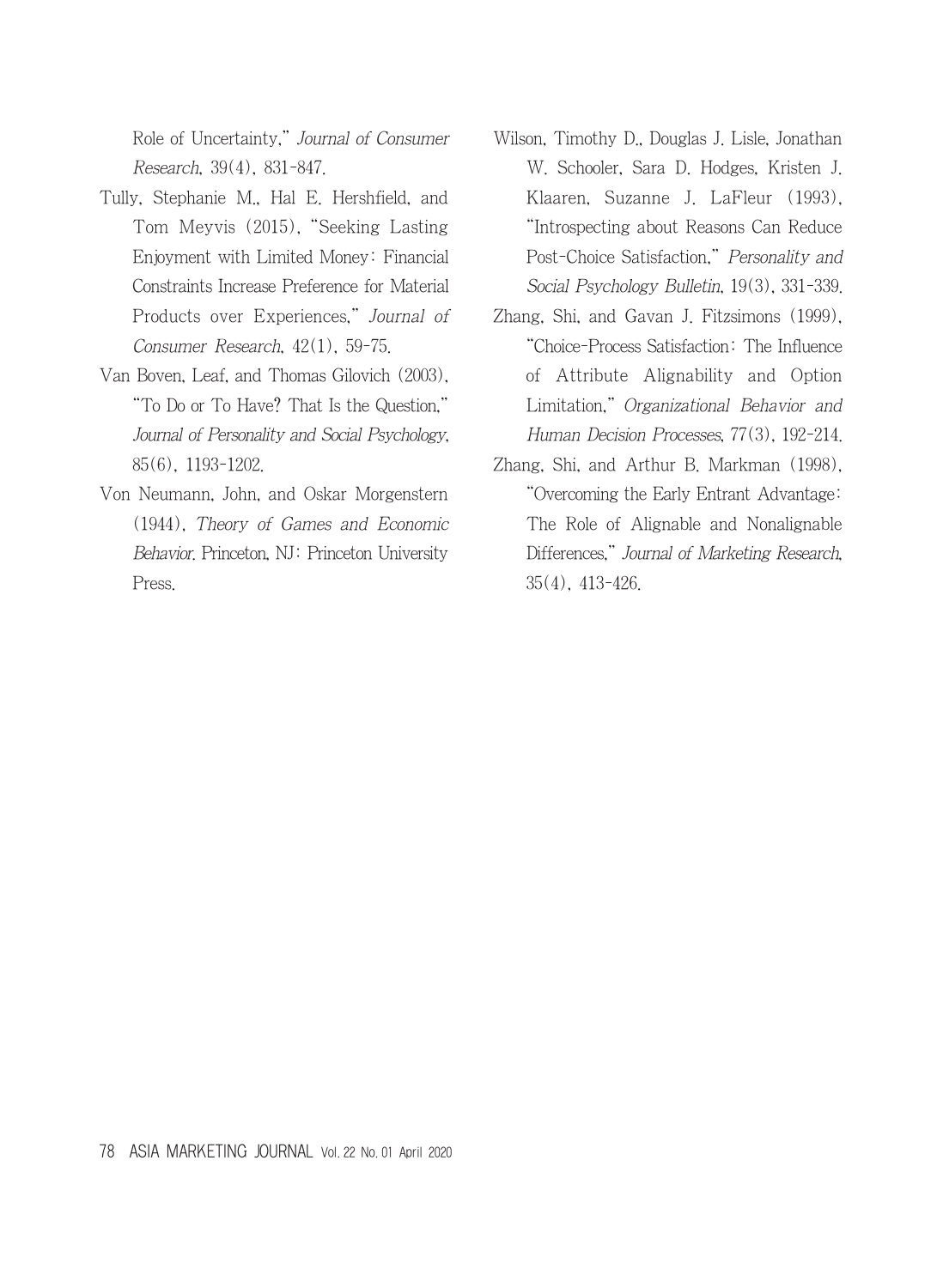Role of Uncertainty," *Journal of Consumer Research*, 39(4), 831-847.

Tully, Stephanie M., Hal E. Hershfield, and Tom Meyvis (2015), "Seeking Lasting Enjoyment with Limited Money: Financial Constraints Increase Preference for Material Products over Experiences," *Journal of Consumer Research*, 42(1), 59-75.

Van Boven, Leaf, and Thomas Gilovich (2003), "To Do or To Have? That Is the Question," *Journal of Personality and Social Psychology*, 85(6), 1193-1202.

Von Neumann, John, and Oskar Morgenstern (1944), *Theory of Games and Economic Behavior*. Princeton, NJ: Princeton University Press.

Wilson, Timothy D., Douglas J. Lisle, Jonathan W. Schooler, Sara D. Hodges, Kristen J. Klaaren, Suzanne J. LaFleur (1993), "Introspecting about Reasons Can Reduce Post-Choice Satisfaction," *Personality and Social Psychology Bulletin*, 19(3), 331-339.

Zhang, Shi, and Gavan J. Fitzsimons (1999), "Choice-Process Satisfaction: The Influence of Attribute Alignability and Option Limitation," *Organizational Behavior and Human Decision Processes*, 77(3), 192-214.

Zhang, Shi, and Arthur B. Markman (1998), "Overcoming the Early Entrant Advantage: The Role of Alignable and Nonalignable Differences," *Journal of Marketing Research*, 35(4), 413-426.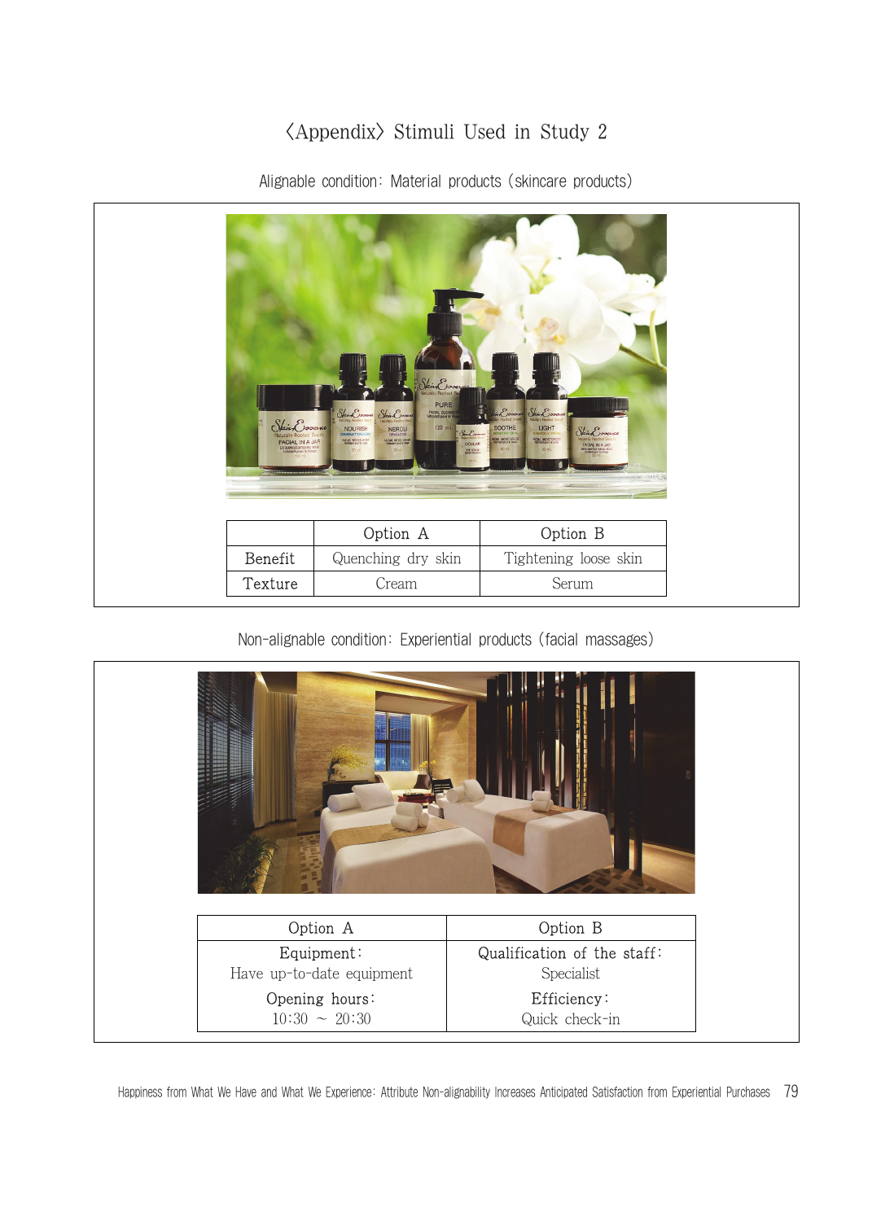## 〈Appendix〉 Stimuli Used in Study 2

Alignable condition: Material products (skincare products)

| | Option A | Option B |
|---|---|---|
| Benefit | Quenching dry skin | Tightening loose skin |
| Texture | Cream | Serum |

Non-alignable condition: Experiential products (facial massages)

| Option A | Option B |
|---|---|
| Equipment: Have up-to-date equipment | Qualification of the staff: Specialist |
| Opening hours: 10:30 ~ 20:30 | Efficiency: Quick check-in |